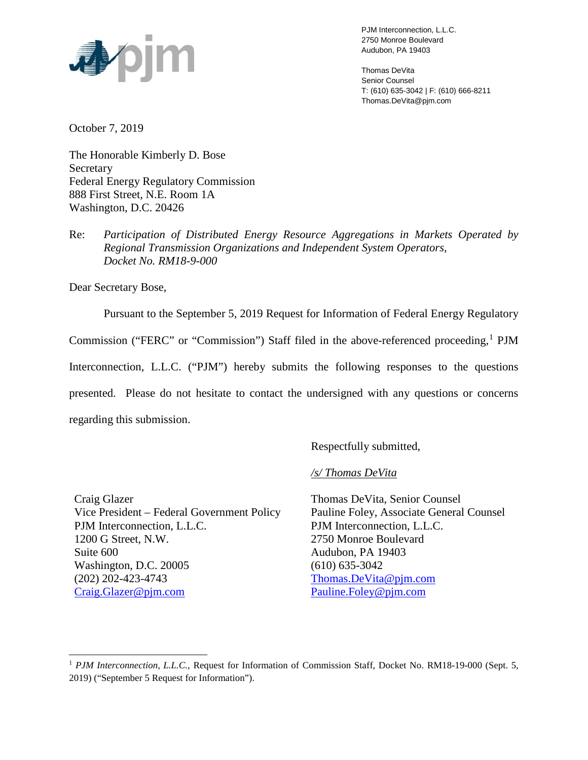PJM Interconnection, L.L.C.
2750 Monroe Boulevard
Audubon, PA 19403

Thomas DeVita
Senior Counsel
T: (610) 635-3042 | F: (610) 666-8211
Thomas.DeVita@pjm.com

October 7, 2019

The Honorable Kimberly D. Bose
Secretary
Federal Energy Regulatory Commission
888 First Street, N.E. Room 1A
Washington, D.C. 20426

Re: *Participation of Distributed Energy Resource Aggregations in Markets Operated by Regional Transmission Organizations and Independent System Operators, Docket No. RM18-9-000*

Dear Secretary Bose,

Pursuant to the September 5, 2019 Request for Information of Federal Energy Regulatory Commission ("FERC" or "Commission") Staff filed in the above-referenced proceeding,[1] PJM Interconnection, L.L.C. ("PJM") hereby submits the following responses to the questions presented. Please do not hesitate to contact the undersigned with any questions or concerns regarding this submission.

Respectfully submitted,

*/s/ Thomas DeVita*

Craig Glazer
Vice President – Federal Government Policy
PJM Interconnection, L.L.C.
1200 G Street, N.W.
Suite 600
Washington, D.C. 20005
(202) 202-423-4743
Craig.Glazer@pjm.com

Thomas DeVita, Senior Counsel
Pauline Foley, Associate General Counsel
PJM Interconnection, L.L.C.
2750 Monroe Boulevard
Audubon, PA 19403
(610) 635-3042
Thomas.DeVita@pjm.com
Pauline.Foley@pjm.com

---

[1] *PJM Interconnection, L.L.C.*, Request for Information of Commission Staff, Docket No. RM18-19-000 (Sept. 5, 2019) ("September 5 Request for Information").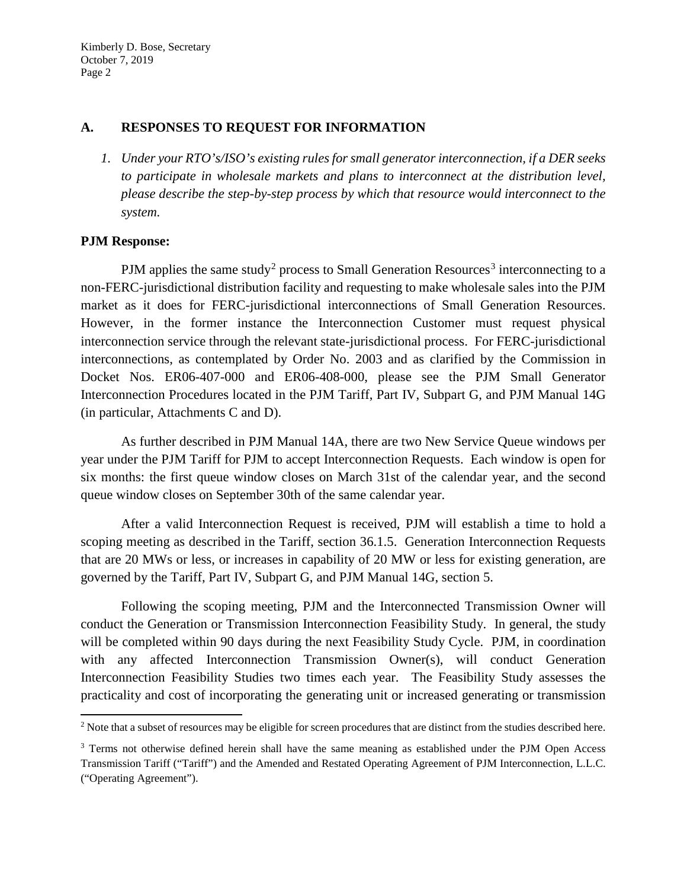## A. RESPONSES TO REQUEST FOR INFORMATION

1. *Under your RTO's/ISO's existing rules for small generator interconnection, if a DER seeks to participate in wholesale markets and plans to interconnect at the distribution level, please describe the step-by-step process by which that resource would interconnect to the system.*

**PJM Response:**

PJM applies the same study[2] process to Small Generation Resources[3] interconnecting to a non-FERC-jurisdictional distribution facility and requesting to make wholesale sales into the PJM market as it does for FERC-jurisdictional interconnections of Small Generation Resources. However, in the former instance the Interconnection Customer must request physical interconnection service through the relevant state-jurisdictional process. For FERC-jurisdictional interconnections, as contemplated by Order No. 2003 and as clarified by the Commission in Docket Nos. ER06-407-000 and ER06-408-000, please see the PJM Small Generator Interconnection Procedures located in the PJM Tariff, Part IV, Subpart G, and PJM Manual 14G (in particular, Attachments C and D).

As further described in PJM Manual 14A, there are two New Service Queue windows per year under the PJM Tariff for PJM to accept Interconnection Requests. Each window is open for six months: the first queue window closes on March 31st of the calendar year, and the second queue window closes on September 30th of the same calendar year.

After a valid Interconnection Request is received, PJM will establish a time to hold a scoping meeting as described in the Tariff, section 36.1.5. Generation Interconnection Requests that are 20 MWs or less, or increases in capability of 20 MW or less for existing generation, are governed by the Tariff, Part IV, Subpart G, and PJM Manual 14G, section 5.

Following the scoping meeting, PJM and the Interconnected Transmission Owner will conduct the Generation or Transmission Interconnection Feasibility Study. In general, the study will be completed within 90 days during the next Feasibility Study Cycle. PJM, in coordination with any affected Interconnection Transmission Owner(s), will conduct Generation Interconnection Feasibility Studies two times each year. The Feasibility Study assesses the practicality and cost of incorporating the generating unit or increased generating or transmission

---

[2] Note that a subset of resources may be eligible for screen procedures that are distinct from the studies described here.

[3] Terms not otherwise defined herein shall have the same meaning as established under the PJM Open Access Transmission Tariff ("Tariff") and the Amended and Restated Operating Agreement of PJM Interconnection, L.L.C. ("Operating Agreement").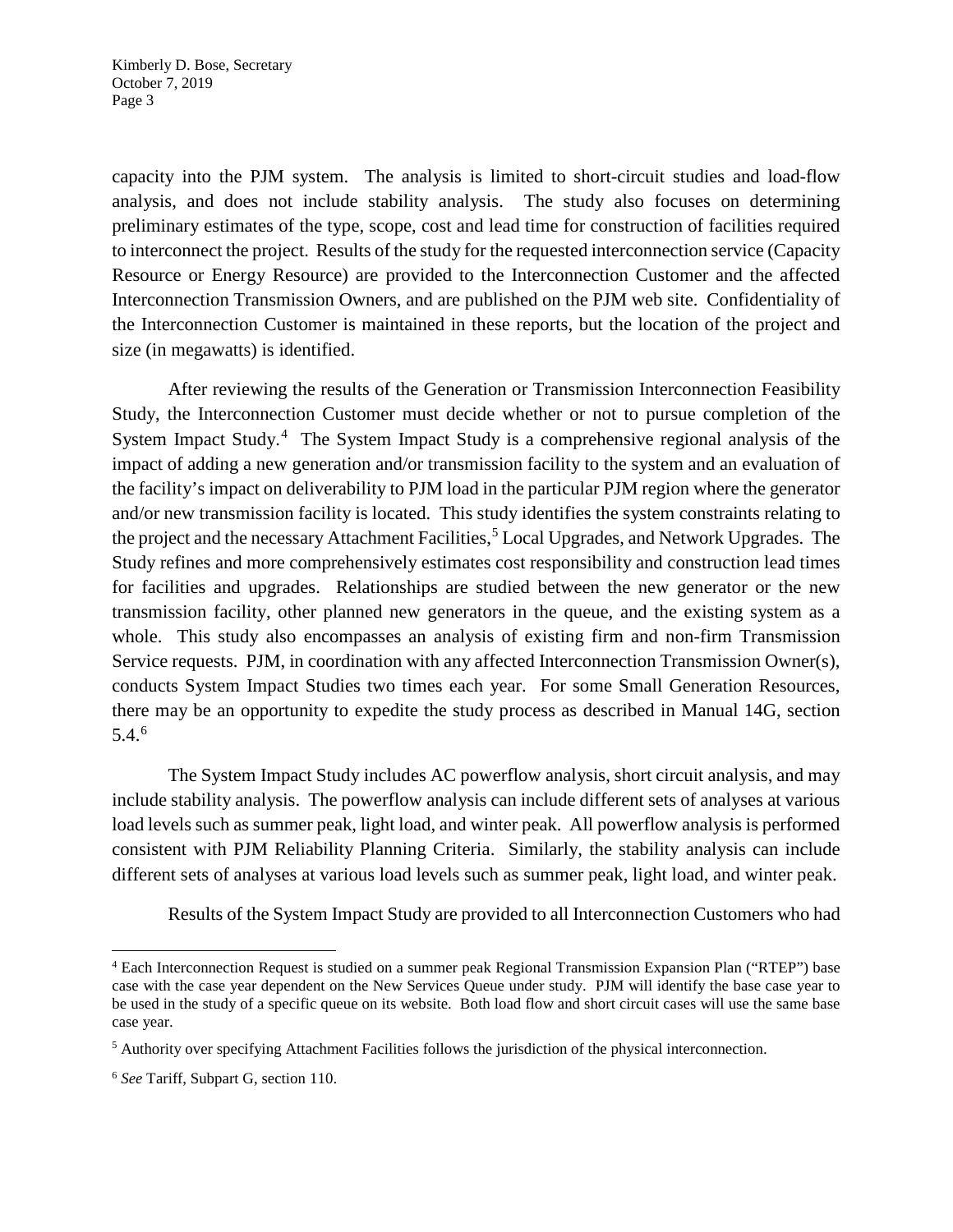capacity into the PJM system. The analysis is limited to short-circuit studies and load-flow analysis, and does not include stability analysis. The study also focuses on determining preliminary estimates of the type, scope, cost and lead time for construction of facilities required to interconnect the project. Results of the study for the requested interconnection service (Capacity Resource or Energy Resource) are provided to the Interconnection Customer and the affected Interconnection Transmission Owners, and are published on the PJM web site. Confidentiality of the Interconnection Customer is maintained in these reports, but the location of the project and size (in megawatts) is identified.

After reviewing the results of the Generation or Transmission Interconnection Feasibility Study, the Interconnection Customer must decide whether or not to pursue completion of the System Impact Study.[4] The System Impact Study is a comprehensive regional analysis of the impact of adding a new generation and/or transmission facility to the system and an evaluation of the facility's impact on deliverability to PJM load in the particular PJM region where the generator and/or new transmission facility is located. This study identifies the system constraints relating to the project and the necessary Attachment Facilities,[5] Local Upgrades, and Network Upgrades. The Study refines and more comprehensively estimates cost responsibility and construction lead times for facilities and upgrades. Relationships are studied between the new generator or the new transmission facility, other planned new generators in the queue, and the existing system as a whole. This study also encompasses an analysis of existing firm and non-firm Transmission Service requests. PJM, in coordination with any affected Interconnection Transmission Owner(s), conducts System Impact Studies two times each year. For some Small Generation Resources, there may be an opportunity to expedite the study process as described in Manual 14G, section 5.4.[6]

The System Impact Study includes AC powerflow analysis, short circuit analysis, and may include stability analysis. The powerflow analysis can include different sets of analyses at various load levels such as summer peak, light load, and winter peak. All powerflow analysis is performed consistent with PJM Reliability Planning Criteria. Similarly, the stability analysis can include different sets of analyses at various load levels such as summer peak, light load, and winter peak.

Results of the System Impact Study are provided to all Interconnection Customers who had

---

[4] Each Interconnection Request is studied on a summer peak Regional Transmission Expansion Plan ("RTEP") base case with the case year dependent on the New Services Queue under study. PJM will identify the base case year to be used in the study of a specific queue on its website. Both load flow and short circuit cases will use the same base case year.

[5] Authority over specifying Attachment Facilities follows the jurisdiction of the physical interconnection.

[6] *See* Tariff, Subpart G, section 110.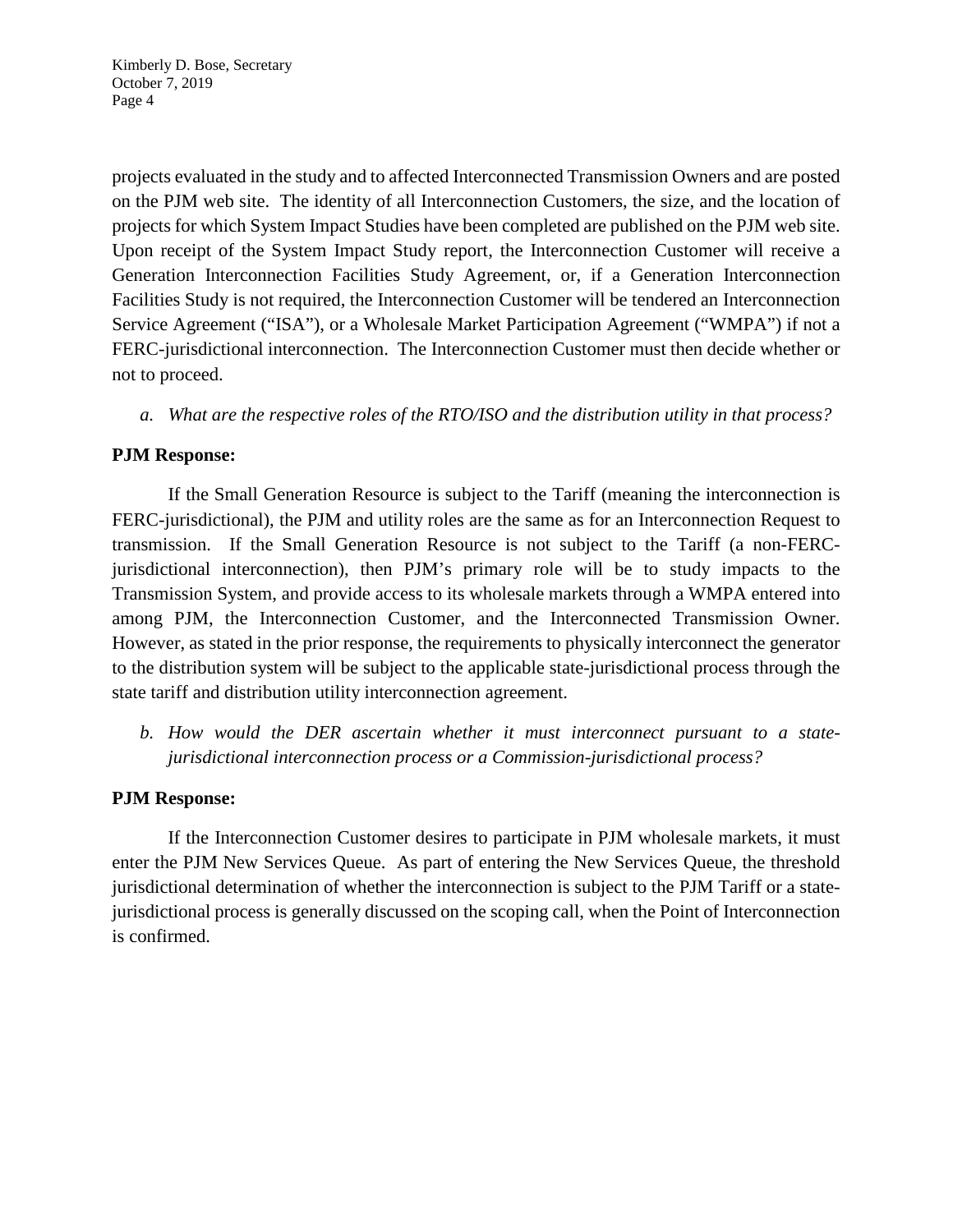projects evaluated in the study and to affected Interconnected Transmission Owners and are posted on the PJM web site. The identity of all Interconnection Customers, the size, and the location of projects for which System Impact Studies have been completed are published on the PJM web site. Upon receipt of the System Impact Study report, the Interconnection Customer will receive a Generation Interconnection Facilities Study Agreement, or, if a Generation Interconnection Facilities Study is not required, the Interconnection Customer will be tendered an Interconnection Service Agreement ("ISA"), or a Wholesale Market Participation Agreement ("WMPA") if not a FERC-jurisdictional interconnection. The Interconnection Customer must then decide whether or not to proceed.

*a. What are the respective roles of the RTO/ISO and the distribution utility in that process?*

**PJM Response:**

If the Small Generation Resource is subject to the Tariff (meaning the interconnection is FERC-jurisdictional), the PJM and utility roles are the same as for an Interconnection Request to transmission. If the Small Generation Resource is not subject to the Tariff (a non-FERC-jurisdictional interconnection), then PJM's primary role will be to study impacts to the Transmission System, and provide access to its wholesale markets through a WMPA entered into among PJM, the Interconnection Customer, and the Interconnected Transmission Owner. However, as stated in the prior response, the requirements to physically interconnect the generator to the distribution system will be subject to the applicable state-jurisdictional process through the state tariff and distribution utility interconnection agreement.

*b. How would the DER ascertain whether it must interconnect pursuant to a state-jurisdictional interconnection process or a Commission-jurisdictional process?*

**PJM Response:**

If the Interconnection Customer desires to participate in PJM wholesale markets, it must enter the PJM New Services Queue. As part of entering the New Services Queue, the threshold jurisdictional determination of whether the interconnection is subject to the PJM Tariff or a state-jurisdictional process is generally discussed on the scoping call, when the Point of Interconnection is confirmed.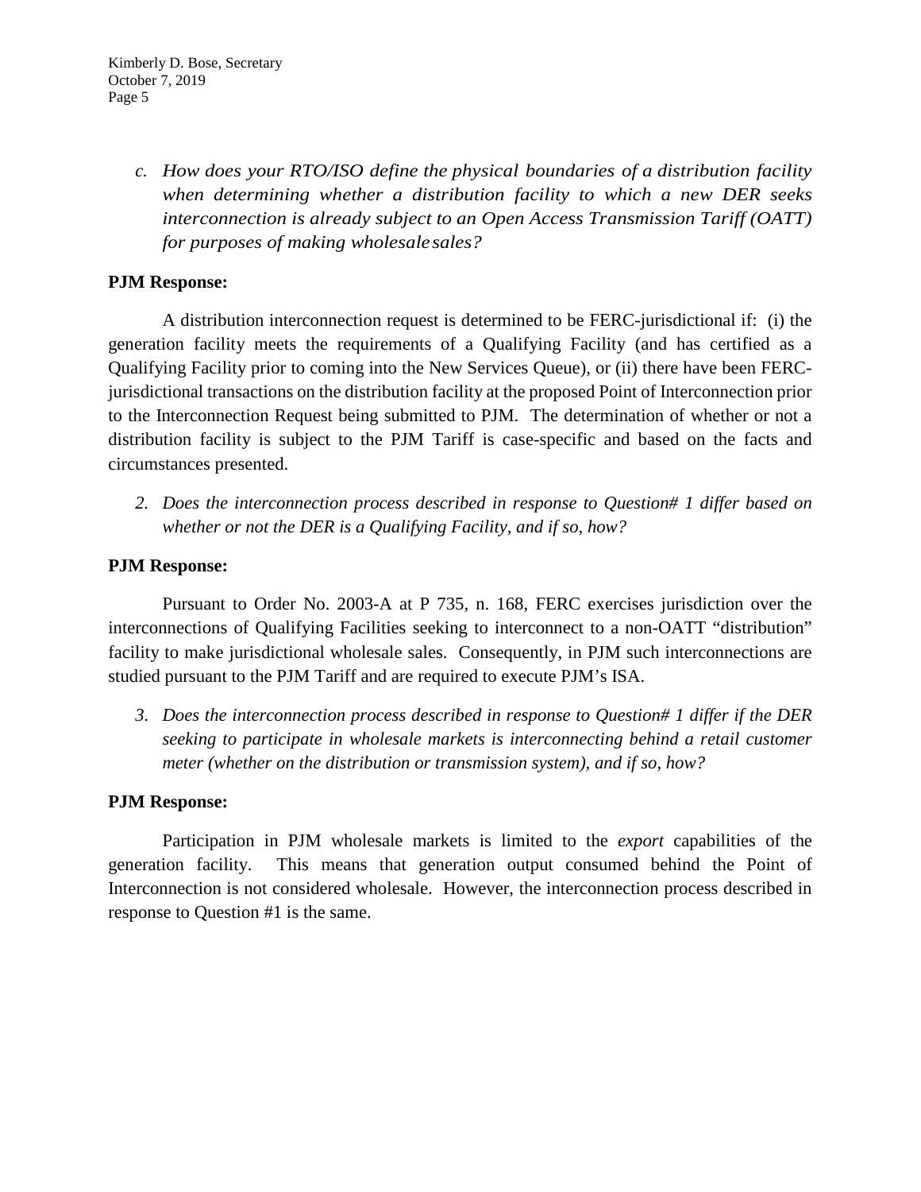c. *How does your RTO/ISO define the physical boundaries of a distribution facility when determining whether a distribution facility to which a new DER seeks interconnection is already subject to an Open Access Transmission Tariff (OATT) for purposes of making wholesale sales?*

**PJM Response:**

A distribution interconnection request is determined to be FERC-jurisdictional if: (i) the generation facility meets the requirements of a Qualifying Facility (and has certified as a Qualifying Facility prior to coming into the New Services Queue), or (ii) there have been FERC-jurisdictional transactions on the distribution facility at the proposed Point of Interconnection prior to the Interconnection Request being submitted to PJM. The determination of whether or not a distribution facility is subject to the PJM Tariff is case-specific and based on the facts and circumstances presented.

2. *Does the interconnection process described in response to Question# 1 differ based on whether or not the DER is a Qualifying Facility, and if so, how?*

**PJM Response:**

Pursuant to Order No. 2003-A at P 735, n. 168, FERC exercises jurisdiction over the interconnections of Qualifying Facilities seeking to interconnect to a non-OATT "distribution" facility to make jurisdictional wholesale sales. Consequently, in PJM such interconnections are studied pursuant to the PJM Tariff and are required to execute PJM's ISA.

3. *Does the interconnection process described in response to Question# 1 differ if the DER seeking to participate in wholesale markets is interconnecting behind a retail customer meter (whether on the distribution or transmission system), and if so, how?*

**PJM Response:**

Participation in PJM wholesale markets is limited to the *export* capabilities of the generation facility. This means that generation output consumed behind the Point of Interconnection is not considered wholesale. However, the interconnection process described in response to Question #1 is the same.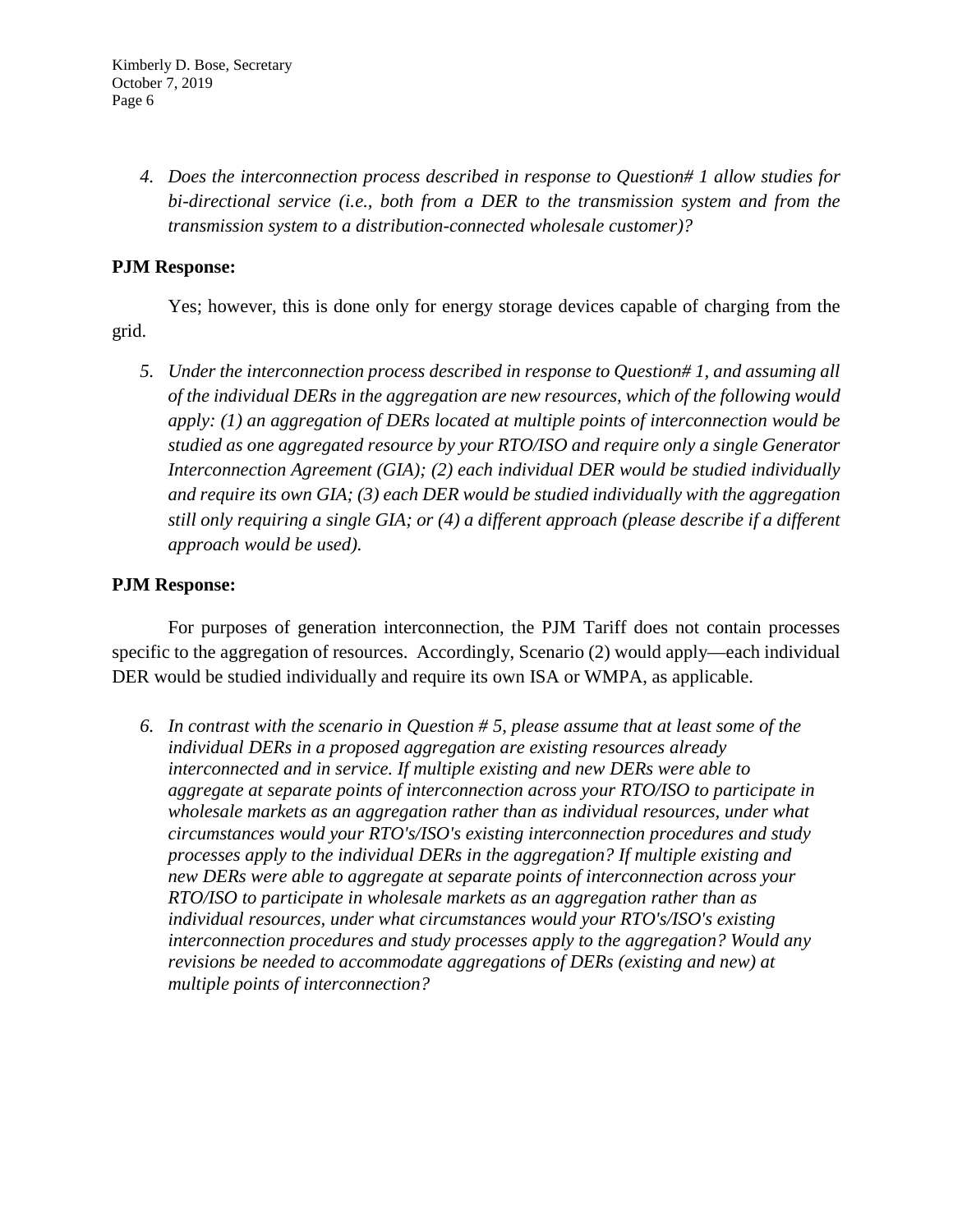4. *Does the interconnection process described in response to Question# 1 allow studies for bi-directional service (i.e., both from a DER to the transmission system and from the transmission system to a distribution-connected wholesale customer)?*

**PJM Response:**

Yes; however, this is done only for energy storage devices capable of charging from the grid.

5. *Under the interconnection process described in response to Question# 1, and assuming all of the individual DERs in the aggregation are new resources, which of the following would apply: (1) an aggregation of DERs located at multiple points of interconnection would be studied as one aggregated resource by your RTO/ISO and require only a single Generator Interconnection Agreement (GIA); (2) each individual DER would be studied individually and require its own GIA; (3) each DER would be studied individually with the aggregation still only requiring a single GIA; or (4) a different approach (please describe if a different approach would be used).*

**PJM Response:**

For purposes of generation interconnection, the PJM Tariff does not contain processes specific to the aggregation of resources. Accordingly, Scenario (2) would apply—each individual DER would be studied individually and require its own ISA or WMPA, as applicable.

6. *In contrast with the scenario in Question # 5, please assume that at least some of the individual DERs in a proposed aggregation are existing resources already interconnected and in service. If multiple existing and new DERs were able to aggregate at separate points of interconnection across your RTO/ISO to participate in wholesale markets as an aggregation rather than as individual resources, under what circumstances would your RTO's/ISO's existing interconnection procedures and study processes apply to the individual DERs in the aggregation? If multiple existing and new DERs were able to aggregate at separate points of interconnection across your RTO/ISO to participate in wholesale markets as an aggregation rather than as individual resources, under what circumstances would your RTO's/ISO's existing interconnection procedures and study processes apply to the aggregation? Would any revisions be needed to accommodate aggregations of DERs (existing and new) at multiple points of interconnection?*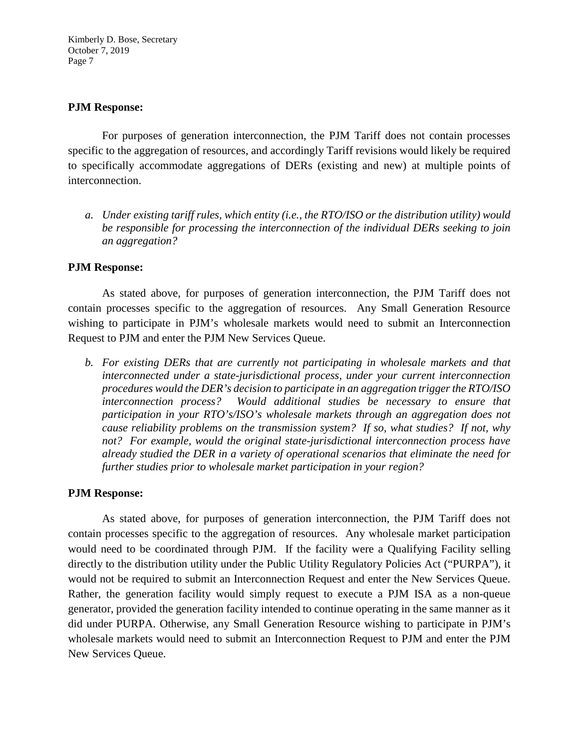**PJM Response:**

For purposes of generation interconnection, the PJM Tariff does not contain processes specific to the aggregation of resources, and accordingly Tariff revisions would likely be required to specifically accommodate aggregations of DERs (existing and new) at multiple points of interconnection.

a. *Under existing tariff rules, which entity (i.e., the RTO/ISO or the distribution utility) would be responsible for processing the interconnection of the individual DERs seeking to join an aggregation?*

**PJM Response:**

As stated above, for purposes of generation interconnection, the PJM Tariff does not contain processes specific to the aggregation of resources. Any Small Generation Resource wishing to participate in PJM's wholesale markets would need to submit an Interconnection Request to PJM and enter the PJM New Services Queue.

b. *For existing DERs that are currently not participating in wholesale markets and that interconnected under a state-jurisdictional process, under your current interconnection procedures would the DER's decision to participate in an aggregation trigger the RTO/ISO interconnection process? Would additional studies be necessary to ensure that participation in your RTO's/ISO's wholesale markets through an aggregation does not cause reliability problems on the transmission system? If so, what studies? If not, why not? For example, would the original state-jurisdictional interconnection process have already studied the DER in a variety of operational scenarios that eliminate the need for further studies prior to wholesale market participation in your region?*

**PJM Response:**

As stated above, for purposes of generation interconnection, the PJM Tariff does not contain processes specific to the aggregation of resources. Any wholesale market participation would need to be coordinated through PJM. If the facility were a Qualifying Facility selling directly to the distribution utility under the Public Utility Regulatory Policies Act ("PURPA"), it would not be required to submit an Interconnection Request and enter the New Services Queue. Rather, the generation facility would simply request to execute a PJM ISA as a non-queue generator, provided the generation facility intended to continue operating in the same manner as it did under PURPA. Otherwise, any Small Generation Resource wishing to participate in PJM's wholesale markets would need to submit an Interconnection Request to PJM and enter the PJM New Services Queue.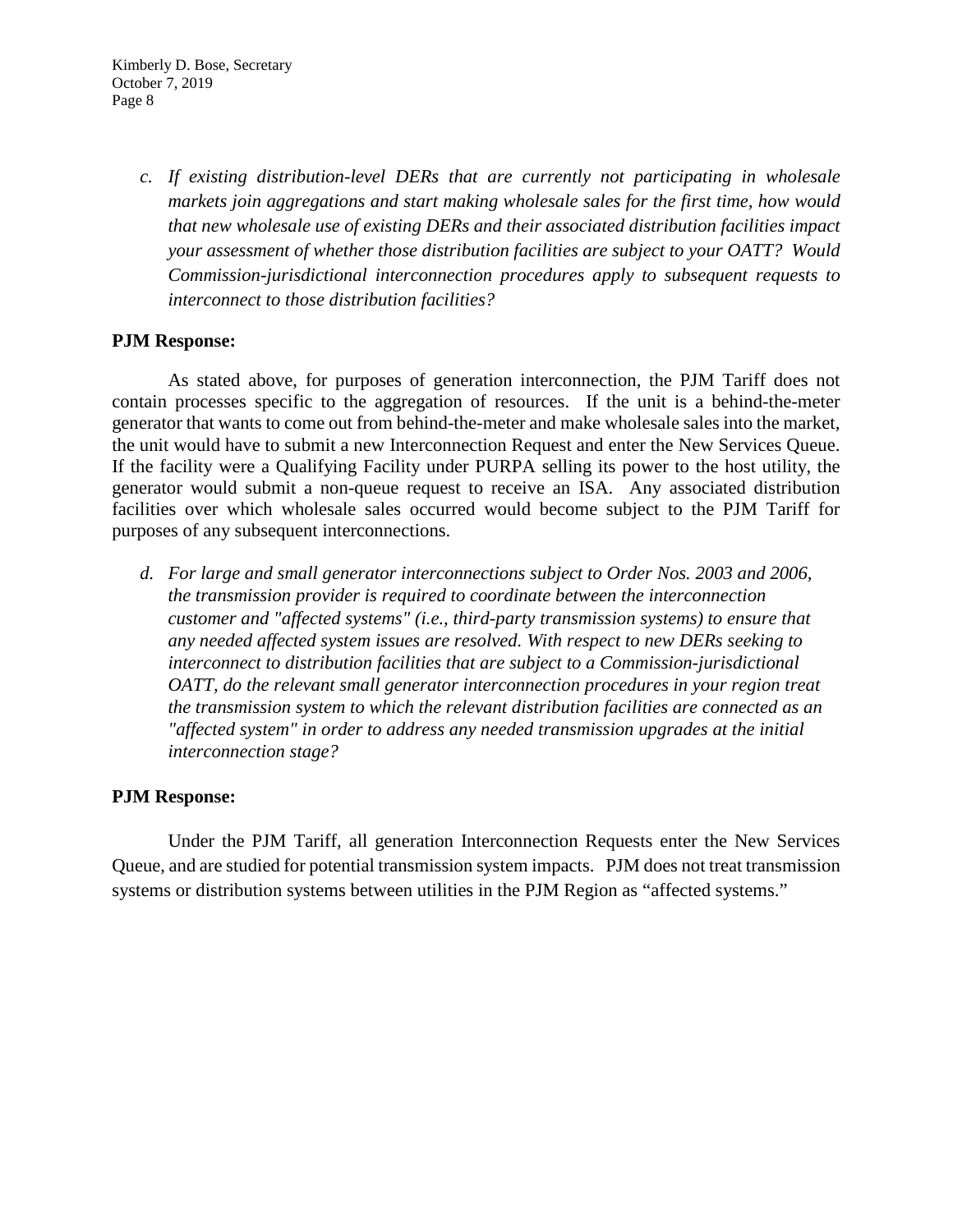*c. If existing distribution-level DERs that are currently not participating in wholesale markets join aggregations and start making wholesale sales for the first time, how would that new wholesale use of existing DERs and their associated distribution facilities impact your assessment of whether those distribution facilities are subject to your OATT? Would Commission-jurisdictional interconnection procedures apply to subsequent requests to interconnect to those distribution facilities?*

**PJM Response:**

As stated above, for purposes of generation interconnection, the PJM Tariff does not contain processes specific to the aggregation of resources. If the unit is a behind-the-meter generator that wants to come out from behind-the-meter and make wholesale sales into the market, the unit would have to submit a new Interconnection Request and enter the New Services Queue. If the facility were a Qualifying Facility under PURPA selling its power to the host utility, the generator would submit a non-queue request to receive an ISA. Any associated distribution facilities over which wholesale sales occurred would become subject to the PJM Tariff for purposes of any subsequent interconnections.

*d. For large and small generator interconnections subject to Order Nos. 2003 and 2006, the transmission provider is required to coordinate between the interconnection customer and "affected systems" (i.e., third-party transmission systems) to ensure that any needed affected system issues are resolved. With respect to new DERs seeking to interconnect to distribution facilities that are subject to a Commission-jurisdictional OATT, do the relevant small generator interconnection procedures in your region treat the transmission system to which the relevant distribution facilities are connected as an "affected system" in order to address any needed transmission upgrades at the initial interconnection stage?*

**PJM Response:**

Under the PJM Tariff, all generation Interconnection Requests enter the New Services Queue, and are studied for potential transmission system impacts. PJM does not treat transmission systems or distribution systems between utilities in the PJM Region as "affected systems."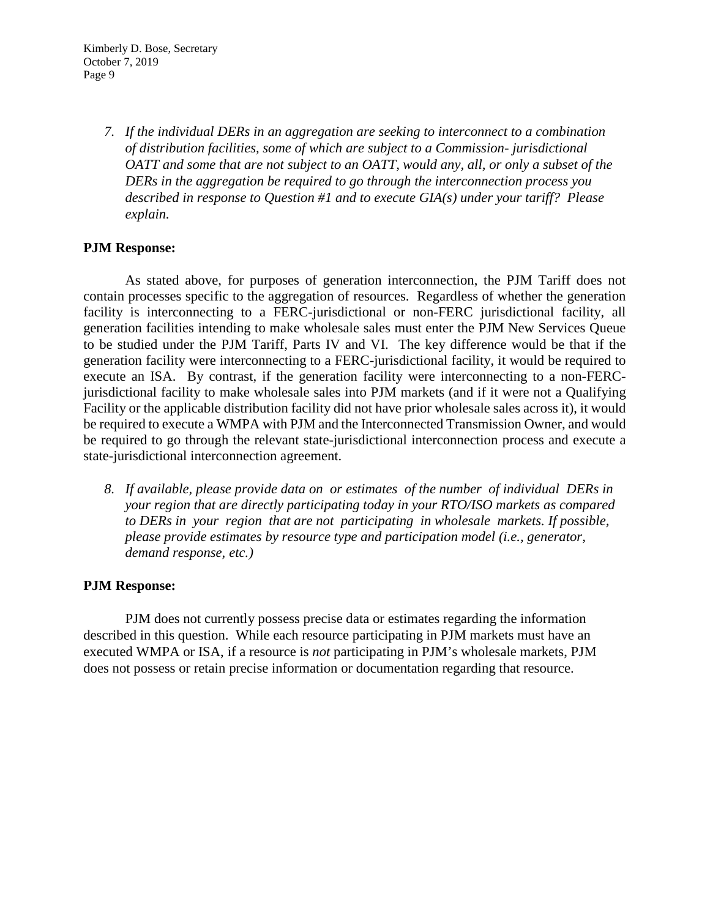7. *If the individual DERs in an aggregation are seeking to interconnect to a combination of distribution facilities, some of which are subject to a Commission- jurisdictional OATT and some that are not subject to an OATT, would any, all, or only a subset of the DERs in the aggregation be required to go through the interconnection process you described in response to Question #1 and to execute GIA(s) under your tariff? Please explain.*

**PJM Response:**

As stated above, for purposes of generation interconnection, the PJM Tariff does not contain processes specific to the aggregation of resources. Regardless of whether the generation facility is interconnecting to a FERC-jurisdictional or non-FERC jurisdictional facility, all generation facilities intending to make wholesale sales must enter the PJM New Services Queue to be studied under the PJM Tariff, Parts IV and VI. The key difference would be that if the generation facility were interconnecting to a FERC-jurisdictional facility, it would be required to execute an ISA. By contrast, if the generation facility were interconnecting to a non-FERC-jurisdictional facility to make wholesale sales into PJM markets (and if it were not a Qualifying Facility or the applicable distribution facility did not have prior wholesale sales across it), it would be required to execute a WMPA with PJM and the Interconnected Transmission Owner, and would be required to go through the relevant state-jurisdictional interconnection process and execute a state-jurisdictional interconnection agreement.

8. *If available, please provide data on or estimates of the number of individual DERs in your region that are directly participating today in your RTO/ISO markets as compared to DERs in your region that are not participating in wholesale markets. If possible, please provide estimates by resource type and participation model (i.e., generator, demand response, etc.)*

**PJM Response:**

PJM does not currently possess precise data or estimates regarding the information described in this question. While each resource participating in PJM markets must have an executed WMPA or ISA, if a resource is *not* participating in PJM's wholesale markets, PJM does not possess or retain precise information or documentation regarding that resource.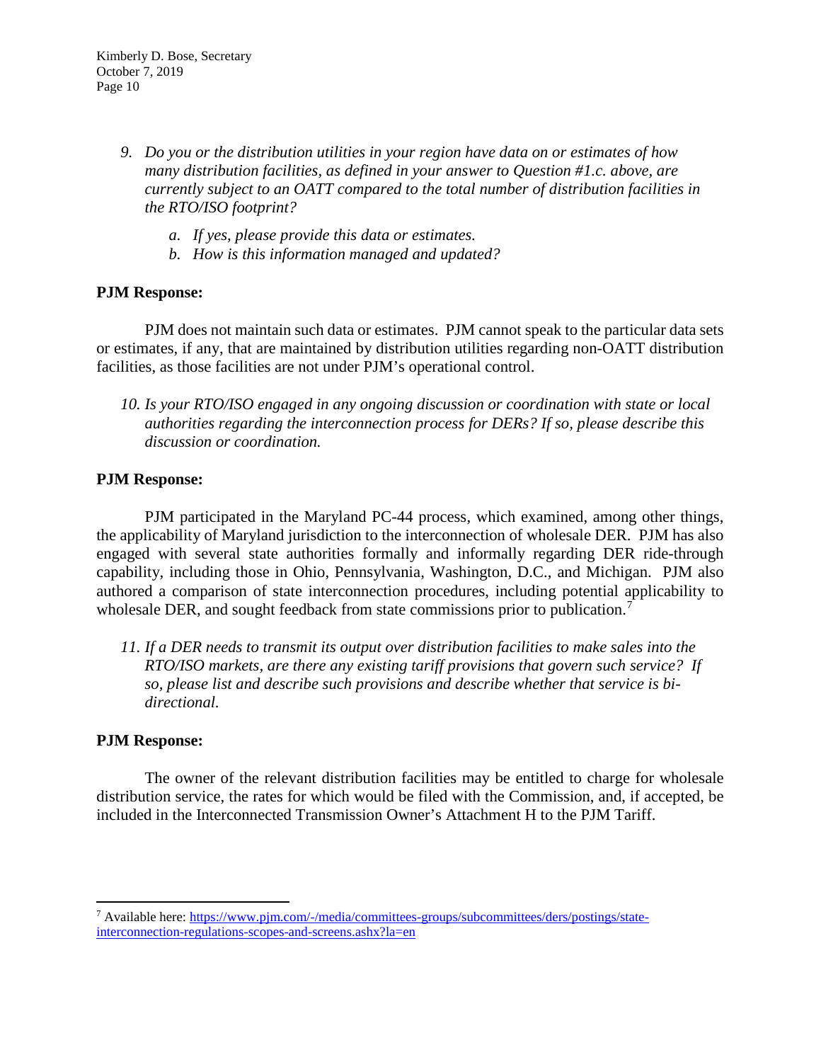9. *Do you or the distribution utilities in your region have data on or estimates of how many distribution facilities, as defined in your answer to Question #1.c. above, are currently subject to an OATT compared to the total number of distribution facilities in the RTO/ISO footprint?*

    a. *If yes, please provide this data or estimates.*
    b. *How is this information managed and updated?*

**PJM Response:**

PJM does not maintain such data or estimates. PJM cannot speak to the particular data sets or estimates, if any, that are maintained by distribution utilities regarding non-OATT distribution facilities, as those facilities are not under PJM's operational control.

10. *Is your RTO/ISO engaged in any ongoing discussion or coordination with state or local authorities regarding the interconnection process for DERs? If so, please describe this discussion or coordination.*

**PJM Response:**

PJM participated in the Maryland PC-44 process, which examined, among other things, the applicability of Maryland jurisdiction to the interconnection of wholesale DER. PJM has also engaged with several state authorities formally and informally regarding DER ride-through capability, including those in Ohio, Pennsylvania, Washington, D.C., and Michigan. PJM also authored a comparison of state interconnection procedures, including potential applicability to wholesale DER, and sought feedback from state commissions prior to publication.[7]

11. *If a DER needs to transmit its output over distribution facilities to make sales into the RTO/ISO markets, are there any existing tariff provisions that govern such service? If so, please list and describe such provisions and describe whether that service is bi-directional.*

**PJM Response:**

The owner of the relevant distribution facilities may be entitled to charge for wholesale distribution service, the rates for which would be filed with the Commission, and, if accepted, be included in the Interconnected Transmission Owner's Attachment H to the PJM Tariff.

---

[7] Available here: https://www.pjm.com/-/media/committees-groups/subcommittees/ders/postings/state-interconnection-regulations-scopes-and-screens.ashx?la=en